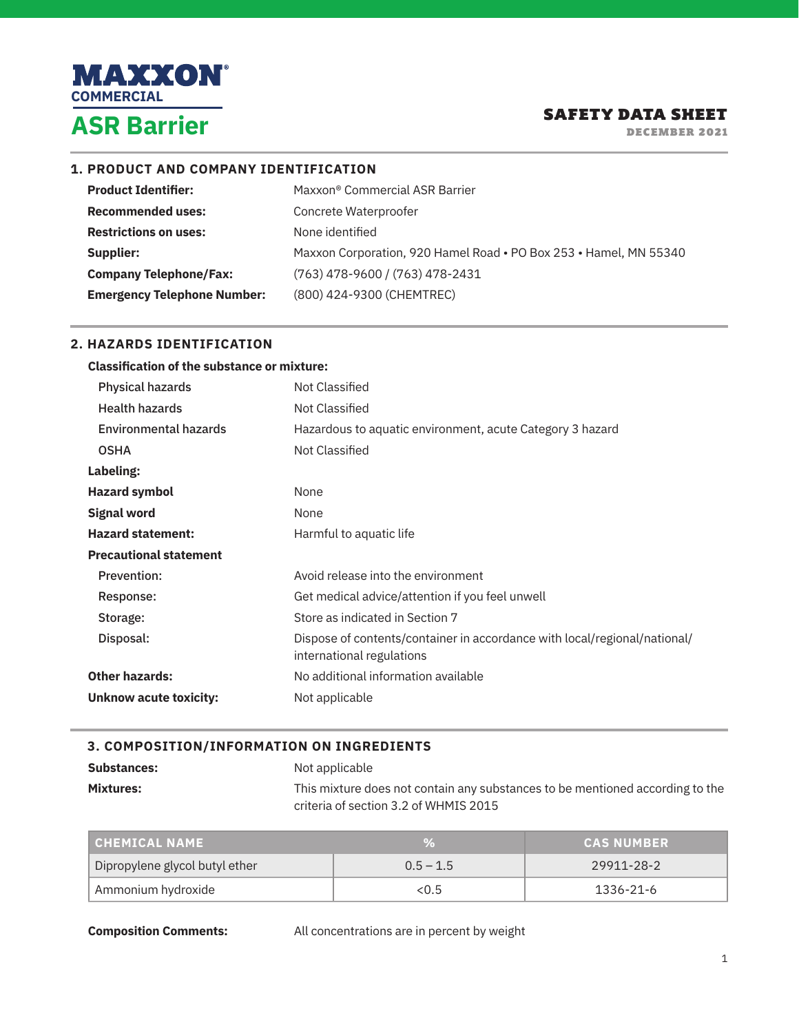# MAXXON® COMMERCIAL

# ASR Barrier

**SAFETY DATA SHEET**
DECEMBER 2021

## 1. PRODUCT AND COMPANY IDENTIFICATION

**Product Identifier:** Maxxon® Commercial ASR Barrier

**Recommended uses:** Concrete Waterproofer

**Restrictions on uses:** None identified

**Supplier:** Maxxon Corporation, 920 Hamel Road • PO Box 253 • Hamel, MN 55340

**Company Telephone/Fax:** (763) 478-9600 / (763) 478-2431

**Emergency Telephone Number:** (800) 424-9300 (CHEMTREC)

## 2. HAZARDS IDENTIFICATION

**Classification of the substance or mixture:**

Physical hazards: Not Classified

Health hazards: Not Classified

Environmental hazards: Hazardous to aquatic environment, acute Category 3 hazard

OSHA: Not Classified

**Labeling:**

**Hazard symbol** None

**Signal word** None

**Hazard statement:** Harmful to aquatic life

**Precautional statement**

Prevention: Avoid release into the environment

Response: Get medical advice/attention if you feel unwell

Storage: Store as indicated in Section 7

Disposal: Dispose of contents/container in accordance with local/regional/national/international regulations

**Other hazards:** No additional information available

**Unknow acute toxicity:** Not applicable

## 3. COMPOSITION/INFORMATION ON INGREDIENTS

**Substances:** Not applicable

**Mixtures:** This mixture does not contain any substances to be mentioned according to the criteria of section 3.2 of WHMIS 2015

| CHEMICAL NAME | % | CAS NUMBER |
|---|---|---|
| Dipropylene glycol butyl ether | 0.5 – 1.5 | 29911-28-2 |
| Ammonium hydroxide | <0.5 | 1336-21-6 |

**Composition Comments:** All concentrations are in percent by weight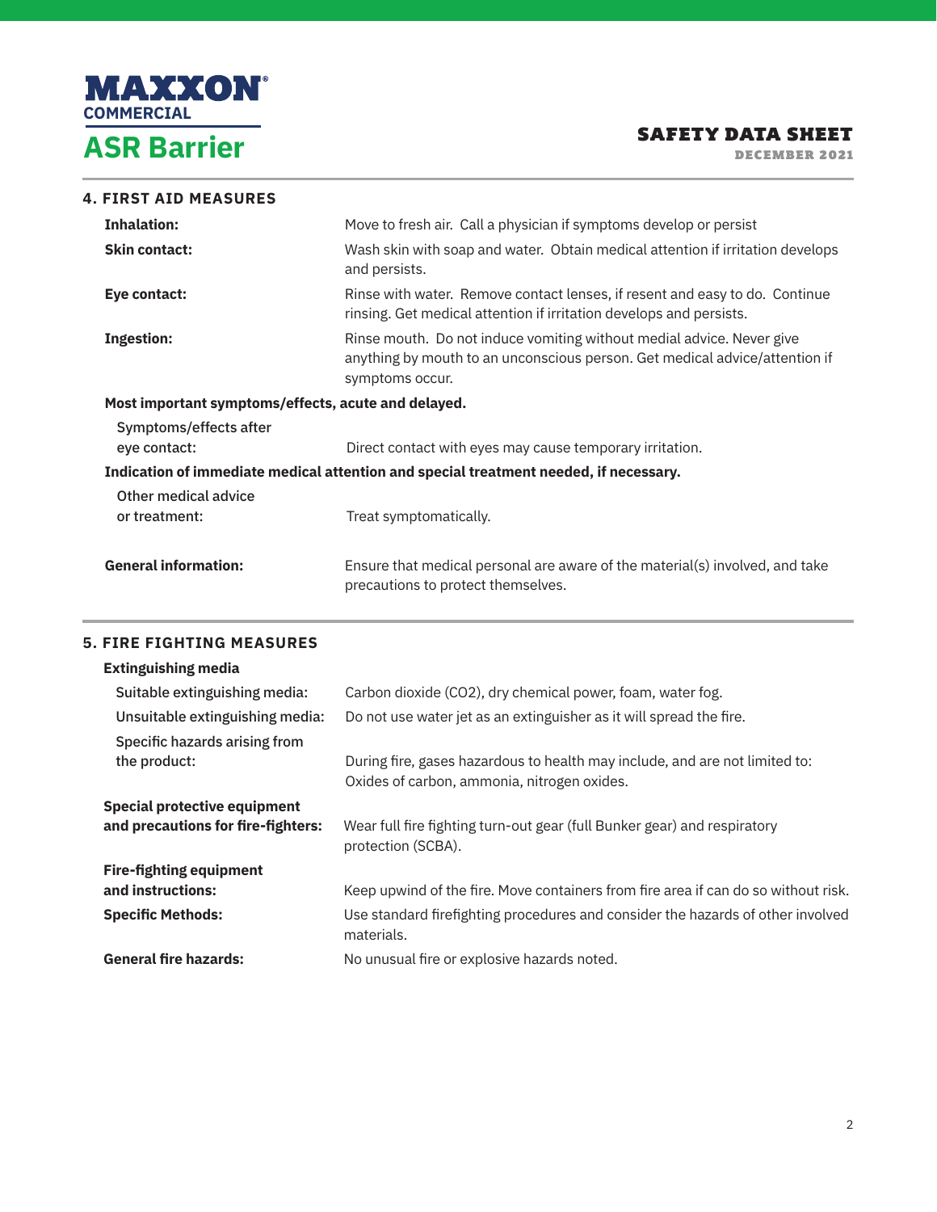## 4. FIRST AID MEASURES

**Inhalation:** Move to fresh air. Call a physician if symptoms develop or persist

**Skin contact:** Wash skin with soap and water. Obtain medical attention if irritation develops and persists.

**Eye contact:** Rinse with water. Remove contact lenses, if resent and easy to do. Continue rinsing. Get medical attention if irritation develops and persists.

**Ingestion:** Rinse mouth. Do not induce vomiting without medial advice. Never give anything by mouth to an unconscious person. Get medical advice/attention if symptoms occur.

**Most important symptoms/effects, acute and delayed.**

Symptoms/effects after eye contact: Direct contact with eyes may cause temporary irritation.

**Indication of immediate medical attention and special treatment needed, if necessary.**

Other medical advice or treatment: Treat symptomatically.

**General information:** Ensure that medical personal are aware of the material(s) involved, and take precautions to protect themselves.

## 5. FIRE FIGHTING MEASURES

**Extinguishing media**

Suitable extinguishing media: Carbon dioxide ($CO_2$), dry chemical power, foam, water fog.

Unsuitable extinguishing media: Do not use water jet as an extinguisher as it will spread the fire.

Specific hazards arising from the product: During fire, gases hazardous to health may include, and are not limited to: Oxides of carbon, ammonia, nitrogen oxides.

**Special protective equipment and precautions for fire-fighters:** Wear full fire fighting turn-out gear (full Bunker gear) and respiratory protection (SCBA).

**Fire-fighting equipment and instructions:** Keep upwind of the fire. Move containers from fire area if can do so without risk.

**Specific Methods:** Use standard firefighting procedures and consider the hazards of other involved materials.

**General fire hazards:** No unusual fire or explosive hazards noted.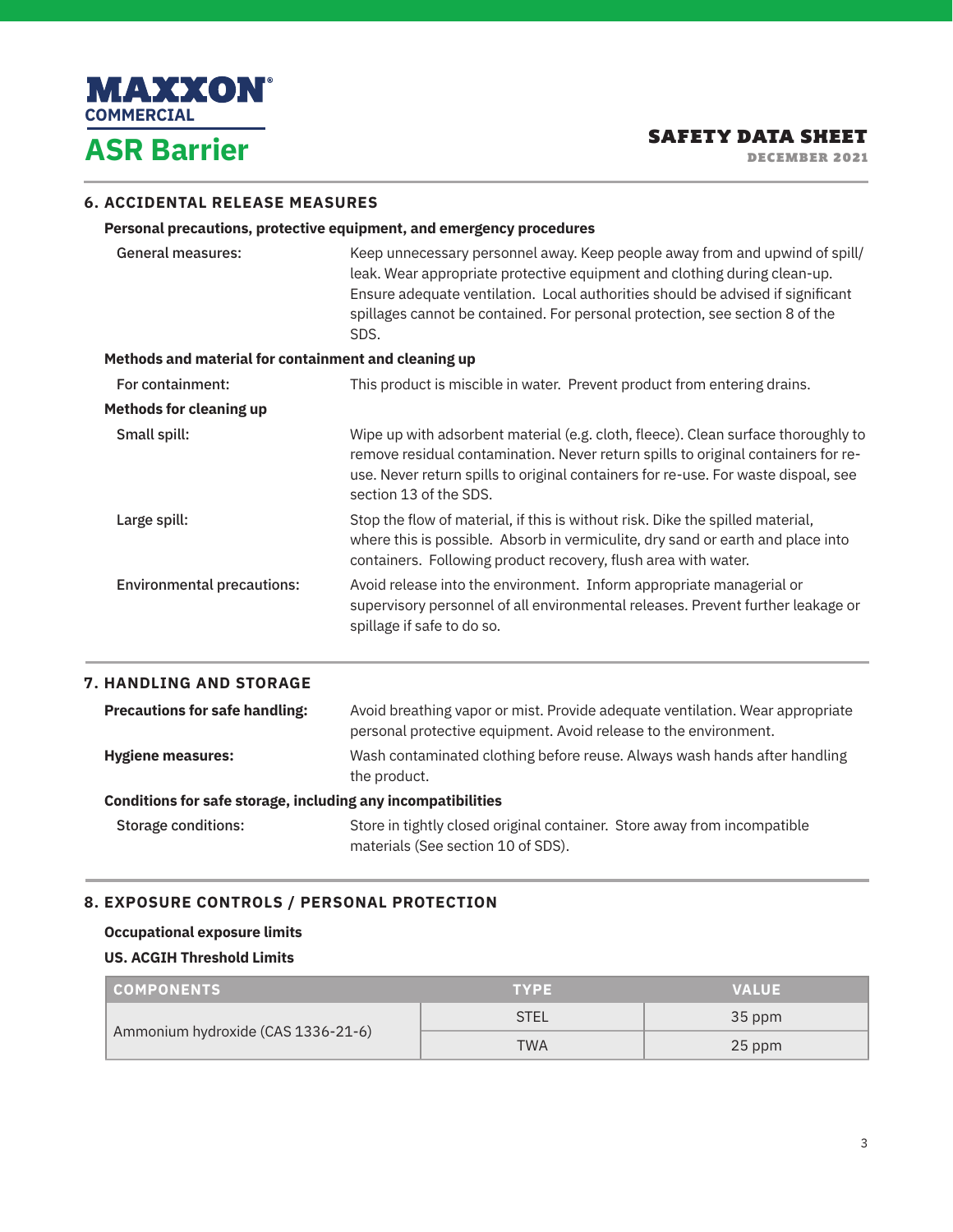## 6. ACCIDENTAL RELEASE MEASURES

**Personal precautions, protective equipment, and emergency procedures**

General measures: Keep unnecessary personnel away. Keep people away from and upwind of spill/leak. Wear appropriate protective equipment and clothing during clean-up. Ensure adequate ventilation. Local authorities should be advised if significant spillages cannot be contained. For personal protection, see section 8 of the SDS.

**Methods and material for containment and cleaning up**

For containment: This product is miscible in water. Prevent product from entering drains.

**Methods for cleaning up**

Small spill: Wipe up with adsorbent material (e.g. cloth, fleece). Clean surface thoroughly to remove residual contamination. Never return spills to original containers for re-use. Never return spills to original containers for re-use. For waste dispoal, see section 13 of the SDS.

Large spill: Stop the flow of material, if this is without risk. Dike the spilled material, where this is possible. Absorb in vermiculite, dry sand or earth and place into containers. Following product recovery, flush area with water.

Environmental precautions: Avoid release into the environment. Inform appropriate managerial or supervisory personnel of all environmental releases. Prevent further leakage or spillage if safe to do so.

## 7. HANDLING AND STORAGE

**Precautions for safe handling:** Avoid breathing vapor or mist. Provide adequate ventilation. Wear appropriate personal protective equipment. Avoid release to the environment.

**Hygiene measures:** Wash contaminated clothing before reuse. Always wash hands after handling the product.

**Conditions for safe storage, including any incompatibilities**

Storage conditions: Store in tightly closed original container. Store away from incompatible materials (See section 10 of SDS).

## 8. EXPOSURE CONTROLS / PERSONAL PROTECTION

**Occupational exposure limits**

**US. ACGIH Threshold Limits**

| COMPONENTS | TYPE | VALUE |
|---|---|---|
| Ammonium hydroxide (CAS 1336-21-6) | STEL | 35 ppm |
| | TWA | 25 ppm |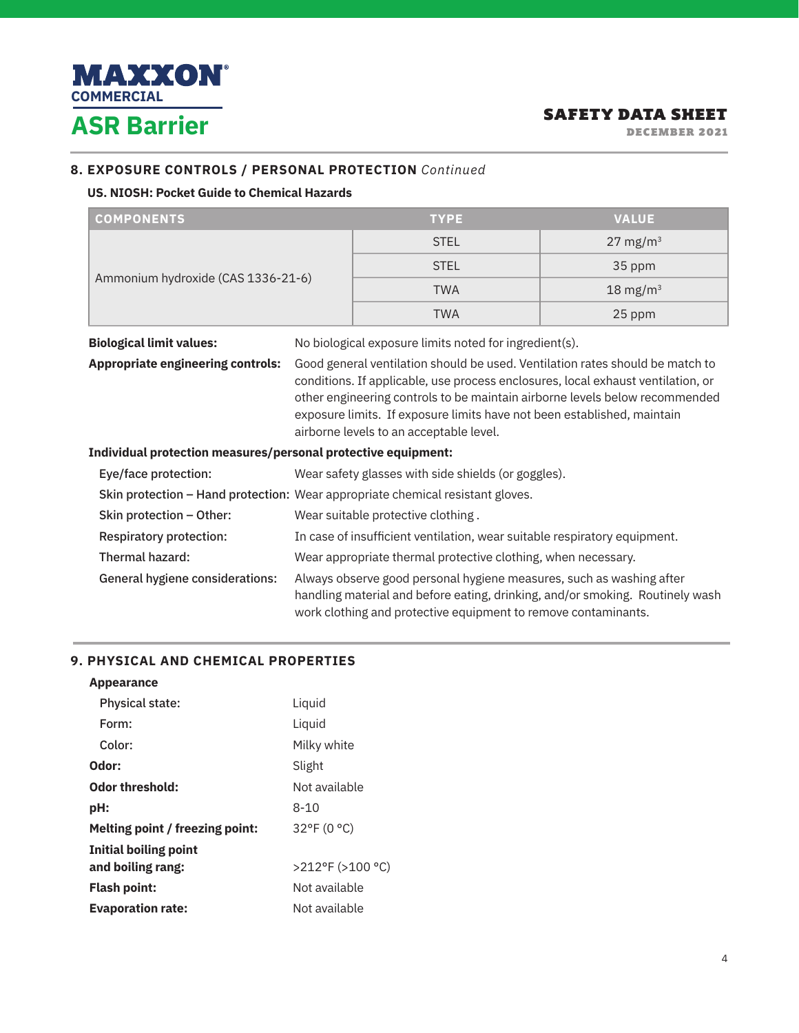## 8. EXPOSURE CONTROLS / PERSONAL PROTECTION *Continued*

**US. NIOSH: Pocket Guide to Chemical Hazards**

| COMPONENTS | TYPE | VALUE |
|---|---|---|
| Ammonium hydroxide (CAS 1336-21-6) | STEL | 27 mg/m³ |
| | STEL | 35 ppm |
| | TWA | 18 mg/m³ |
| | TWA | 25 ppm |

**Biological limit values:** No biological exposure limits noted for ingredient(s).

**Appropriate engineering controls:** Good general ventilation should be used. Ventilation rates should be match to conditions. If applicable, use process enclosures, local exhaust ventilation, or other engineering controls to be maintain airborne levels below recommended exposure limits. If exposure limits have not been established, maintain airborne levels to an acceptable level.

**Individual protection measures/personal protective equipment:**

- Eye/face protection: Wear safety glasses with side shields (or goggles).
- Skin protection – Hand protection: Wear appropriate chemical resistant gloves.
- Skin protection – Other: Wear suitable protective clothing .
- Respiratory protection: In case of insufficient ventilation, wear suitable respiratory equipment.
- Thermal hazard: Wear appropriate thermal protective clothing, when necessary.
- General hygiene considerations: Always observe good personal hygiene measures, such as washing after handling material and before eating, drinking, and/or smoking. Routinely wash work clothing and protective equipment to remove contaminants.

## 9. PHYSICAL AND CHEMICAL PROPERTIES

**Appearance**

- Physical state: Liquid
- Form: Liquid
- Color: Milky white

**Odor:** Slight

**Odor threshold:** Not available

**pH:** 8-10

**Melting point / freezing point:** 32°F (0 °C)

**Initial boiling point and boiling rang:** >212°F (>100 °C)

**Flash point:** Not available

**Evaporation rate:** Not available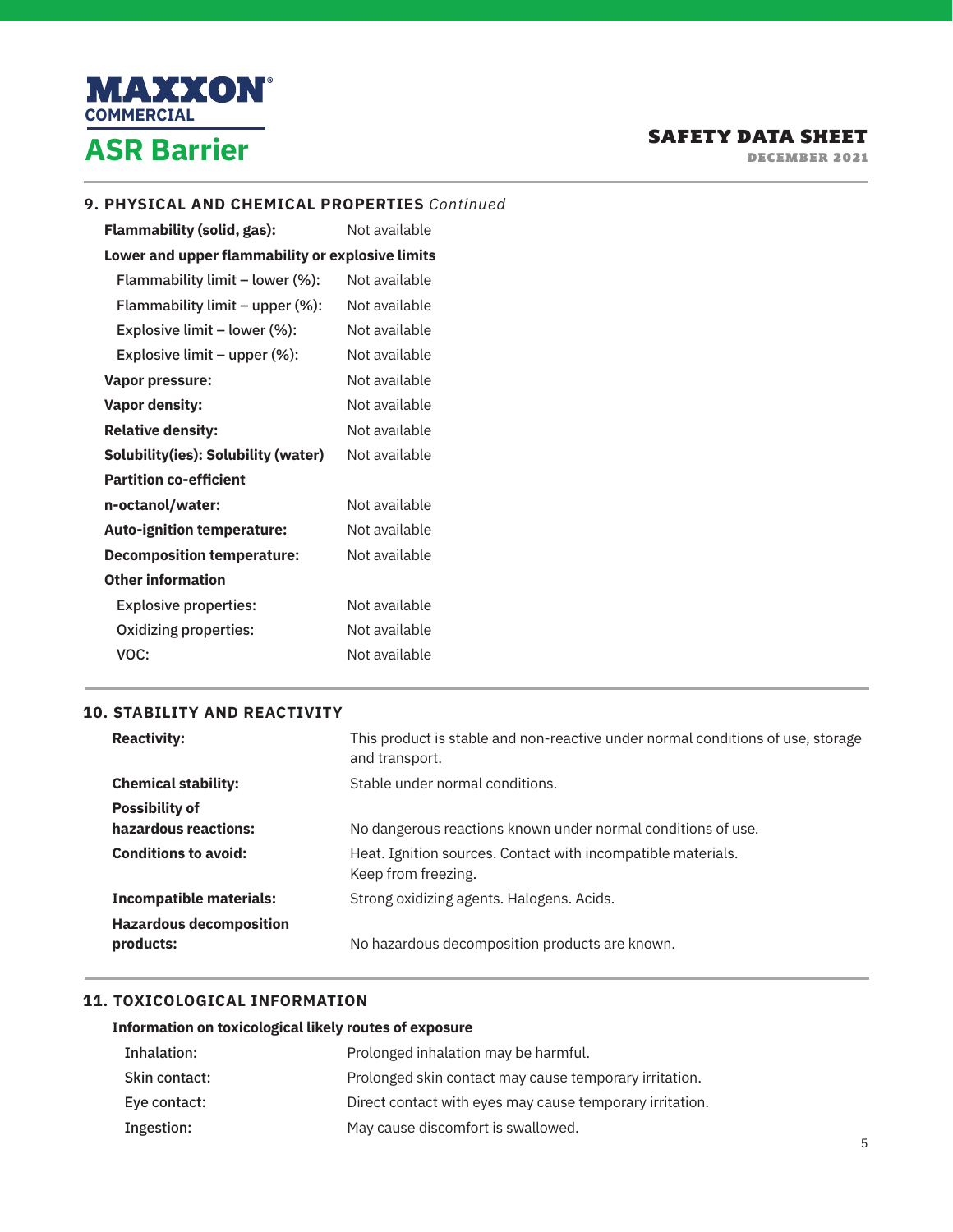## 9. PHYSICAL AND CHEMICAL PROPERTIES *Continued*

| | |
|---|---|
| **Flammability (solid, gas):** | Not available |
| **Lower and upper flammability or explosive limits** | |
| Flammability limit – lower (%): | Not available |
| Flammability limit – upper (%): | Not available |
| Explosive limit – lower (%): | Not available |
| Explosive limit – upper (%): | Not available |
| **Vapor pressure:** | Not available |
| **Vapor density:** | Not available |
| **Relative density:** | Not available |
| **Solubility(ies): Solubility (water)** | Not available |
| **Partition co-efficient** | |
| **n-octanol/water:** | Not available |
| **Auto-ignition temperature:** | Not available |
| **Decomposition temperature:** | Not available |
| **Other information** | |
| Explosive properties: | Not available |
| Oxidizing properties: | Not available |
| VOC: | Not available |

## 10. STABILITY AND REACTIVITY

| | |
|---|---|
| **Reactivity:** | This product is stable and non-reactive under normal conditions of use, storage and transport. |
| **Chemical stability:** | Stable under normal conditions. |
| **Possibility of hazardous reactions:** | No dangerous reactions known under normal conditions of use. |
| **Conditions to avoid:** | Heat. Ignition sources. Contact with incompatible materials. Keep from freezing. |
| **Incompatible materials:** | Strong oxidizing agents. Halogens. Acids. |
| **Hazardous decomposition products:** | No hazardous decomposition products are known. |

## 11. TOXICOLOGICAL INFORMATION

**Information on toxicological likely routes of exposure**

| | |
|---|---|
| Inhalation: | Prolonged inhalation may be harmful. |
| Skin contact: | Prolonged skin contact may cause temporary irritation. |
| Eye contact: | Direct contact with eyes may cause temporary irritation. |
| Ingestion: | May cause discomfort is swallowed. |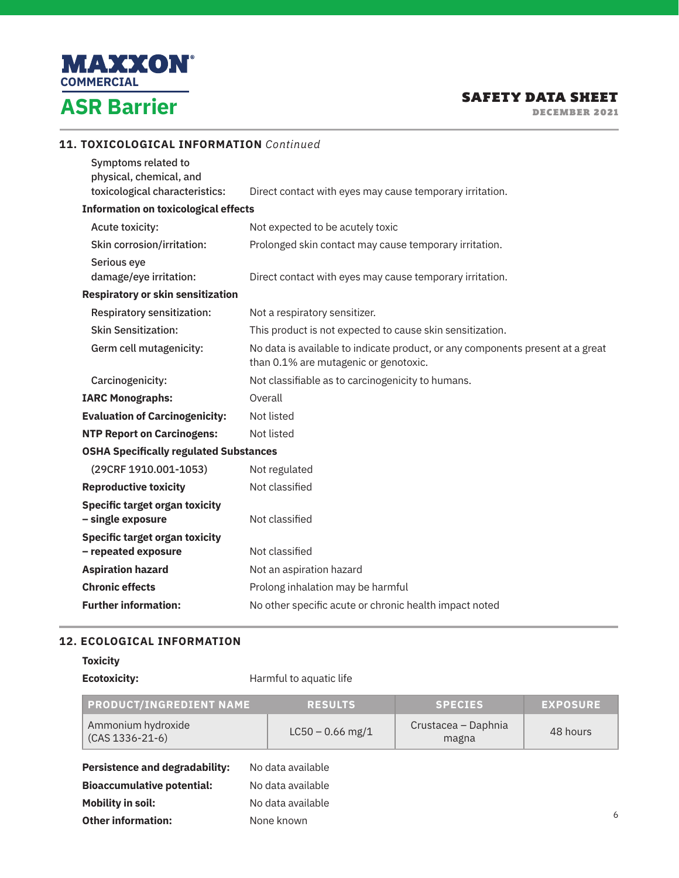## 11. TOXICOLOGICAL INFORMATION *Continued*

**Symptoms related to physical, chemical, and toxicological characteristics:** Direct contact with eyes may cause temporary irritation.

**Information on toxicological effects**

- **Acute toxicity:** Not expected to be acutely toxic
- **Skin corrosion/irritation:** Prolonged skin contact may cause temporary irritation.
- **Serious eye damage/eye irritation:** Direct contact with eyes may cause temporary irritation.

**Respiratory or skin sensitization**

- **Respiratory sensitization:** Not a respiratory sensitizer.
- **Skin Sensitization:** This product is not expected to cause skin sensitization.
- **Germ cell mutagenicity:** No data is available to indicate product, or any components present at a great than 0.1% are mutagenic or genotoxic.
- **Carcinogenicity:** Not classifiable as to carcinogenicity to humans.

**IARC Monographs:** Overall

**Evaluation of Carcinogenicity:** Not listed

**NTP Report on Carcinogens:** Not listed

**OSHA Specifically regulated Substances**

(29CRF 1910.001-1053) Not regulated

**Reproductive toxicity:** Not classified

**Specific target organ toxicity – single exposure:** Not classified

**Specific target organ toxicity – repeated exposure:** Not classified

**Aspiration hazard:** Not an aspiration hazard

**Chronic effects:** Prolong inhalation may be harmful

**Further information:** No other specific acute or chronic health impact noted

## 12. ECOLOGICAL INFORMATION

**Toxicity**

**Ecotoxicity:** Harmful to aquatic life

| PRODUCT/INGREDIENT NAME | RESULTS | SPECIES | EXPOSURE |
|---|---|---|---|
| Ammonium hydroxide (CAS 1336-21-6) | LC50 – 0.66 mg/1 | Crustacea – Daphnia magna | 48 hours |

**Persistence and degradability:** No data available

**Bioaccumulative potential:** No data available

**Mobility in soil:** No data available

**Other information:** None known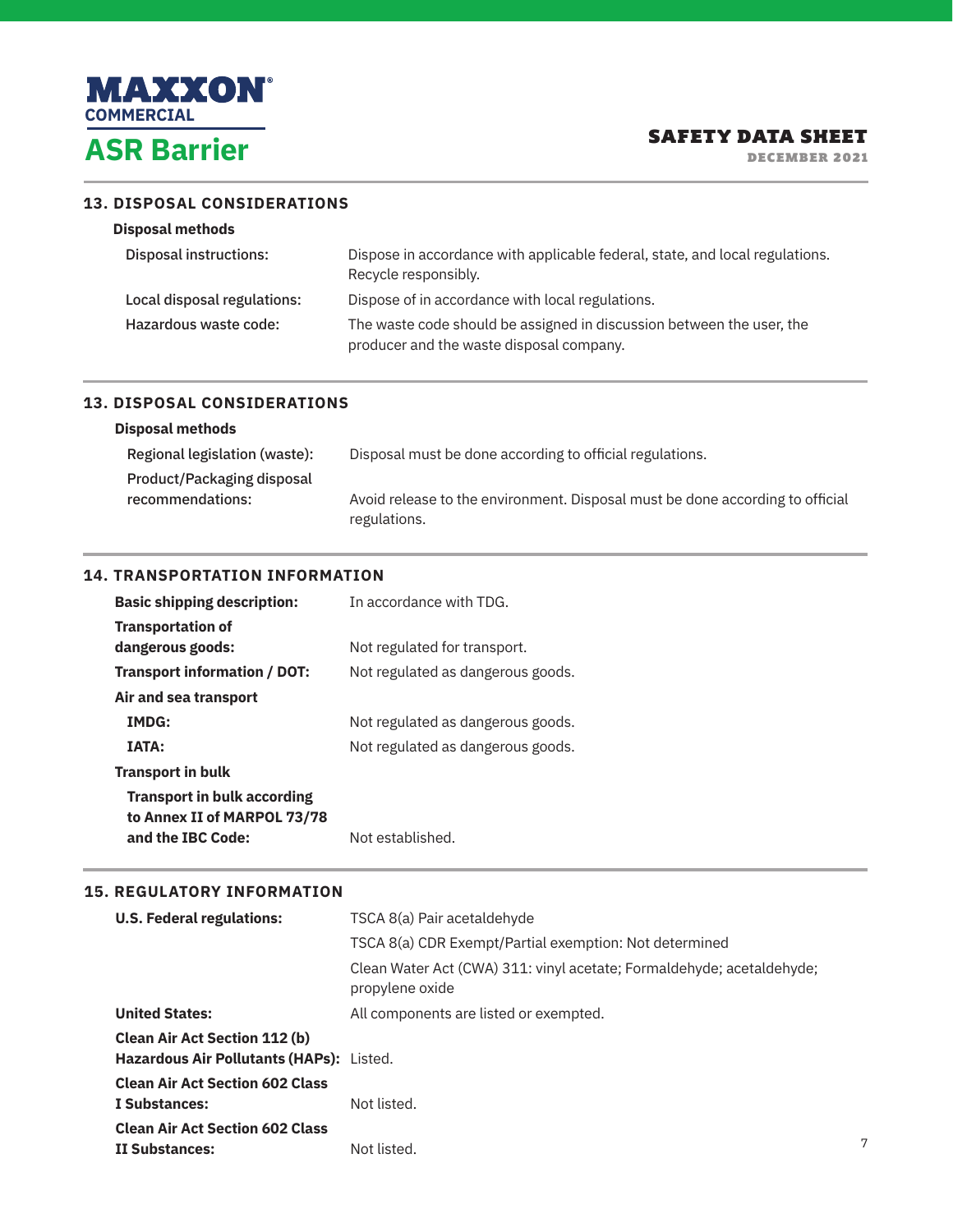# 13. DISPOSAL CONSIDERATIONS

**Disposal methods**

| | |
|---|---|
| Disposal instructions: | Dispose in accordance with applicable federal, state, and local regulations. Recycle responsibly. |
| Local disposal regulations: | Dispose of in accordance with local regulations. |
| Hazardous waste code: | The waste code should be assigned in discussion between the user, the producer and the waste disposal company. |

# 13. DISPOSAL CONSIDERATIONS

**Disposal methods**

| | |
|---|---|
| Regional legislation (waste): | Disposal must be done according to official regulations. |
| Product/Packaging disposal recommendations: | Avoid release to the environment. Disposal must be done according to official regulations. |

# 14. TRANSPORTATION INFORMATION

| | |
|---|---|
| **Basic shipping description:** | In accordance with TDG. |
| **Transportation of dangerous goods:** | Not regulated for transport. |
| **Transport information / DOT:** | Not regulated as dangerous goods. |
| **Air and sea transport** | |
| **IMDG:** | Not regulated as dangerous goods. |
| **IATA:** | Not regulated as dangerous goods. |
| **Transport in bulk** | |
| **Transport in bulk according to Annex II of MARPOL 73/78 and the IBC Code:** | Not established. |

# 15. REGULATORY INFORMATION

| | |
|---|---|
| **U.S. Federal regulations:** | TSCA 8(a) Pair acetaldehyde |
| | TSCA 8(a) CDR Exempt/Partial exemption: Not determined |
| | Clean Water Act (CWA) 311: vinyl acetate; Formaldehyde; acetaldehyde; propylene oxide |
| **United States:** | All components are listed or exempted. |
| **Clean Air Act Section 112 (b) Hazardous Air Pollutants (HAPs):** | Listed. |
| **Clean Air Act Section 602 Class I Substances:** | Not listed. |
| **Clean Air Act Section 602 Class II Substances:** | Not listed. |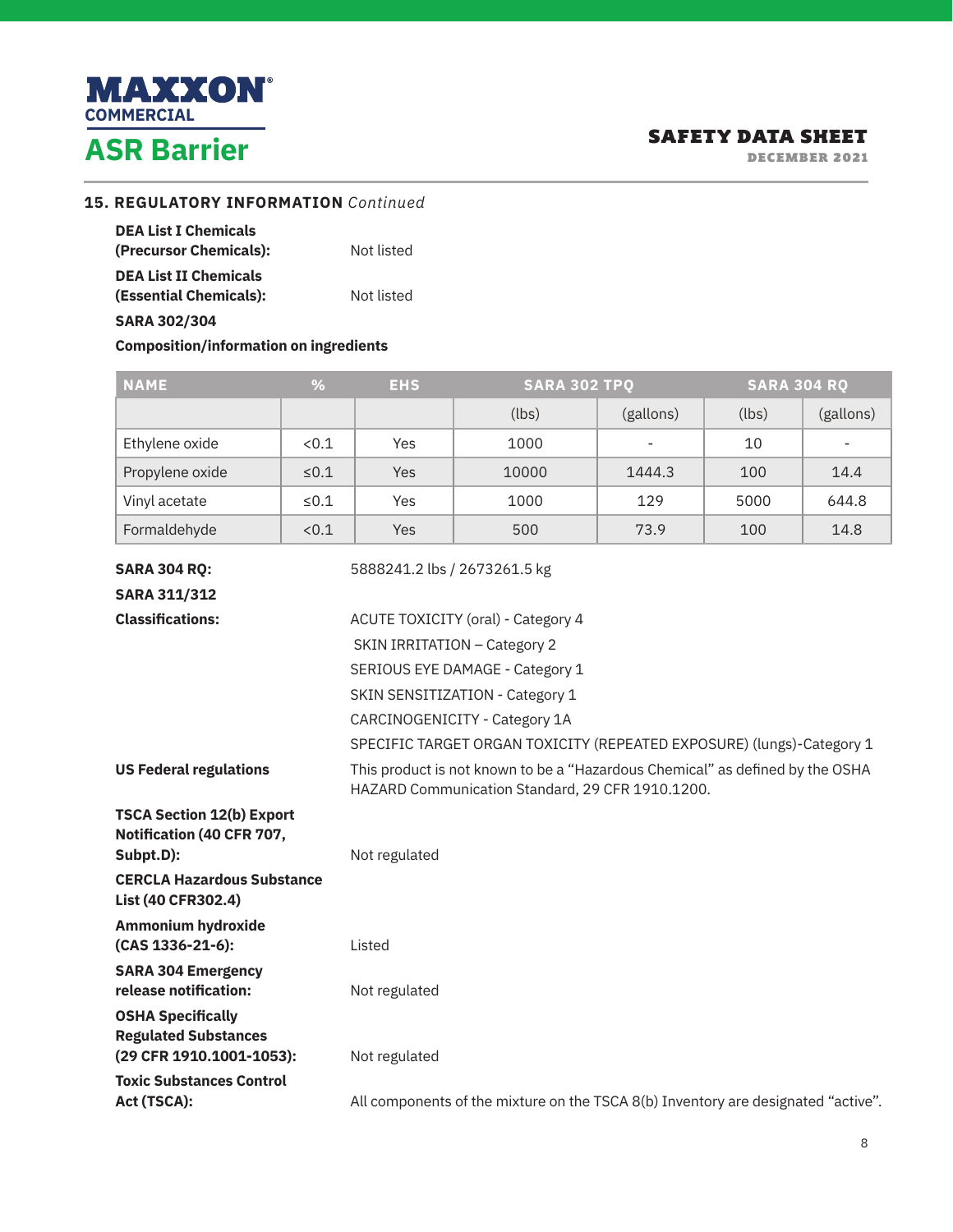## 15. REGULATORY INFORMATION *Continued*

**DEA List I Chemicals (Precursor Chemicals):** Not listed

**DEA List II Chemicals (Essential Chemicals):** Not listed

**SARA 302/304**

**Composition/information on ingredients**

| NAME | % | EHS | SARA 302 TPQ | | SARA 304 RQ | |
|---|---|---|---|---|---|---|
| | | | (lbs) | (gallons) | (lbs) | (gallons) |
| Ethylene oxide | <0.1 | Yes | 1000 | - | 10 | - |
| Propylene oxide | ≤0.1 | Yes | 10000 | 1444.3 | 100 | 14.4 |
| Vinyl acetate | ≤0.1 | Yes | 1000 | 129 | 5000 | 644.8 |
| Formaldehyde | <0.1 | Yes | 500 | 73.9 | 100 | 14.8 |

**SARA 304 RQ:** 5888241.2 lbs / 2673261.5 kg

**SARA 311/312**

**Classifications:**
ACUTE TOXICITY (oral) - Category 4
SKIN IRRITATION – Category 2
SERIOUS EYE DAMAGE - Category 1
SKIN SENSITIZATION - Category 1
CARCINOGENICITY - Category 1A
SPECIFIC TARGET ORGAN TOXICITY (REPEATED EXPOSURE) (lungs)-Category 1

**US Federal regulations:** This product is not known to be a "Hazardous Chemical" as defined by the OSHA HAZARD Communication Standard, 29 CFR 1910.1200.

**TSCA Section 12(b) Export Notification (40 CFR 707, Subpt.D):** Not regulated

**CERCLA Hazardous Substance List (40 CFR302.4)**

**Ammonium hydroxide (CAS 1336-21-6):** Listed

**SARA 304 Emergency release notification:** Not regulated

**OSHA Specifically Regulated Substances (29 CFR 1910.1001-1053):** Not regulated

**Toxic Substances Control Act (TSCA):** All components of the mixture on the TSCA 8(b) Inventory are designated "active".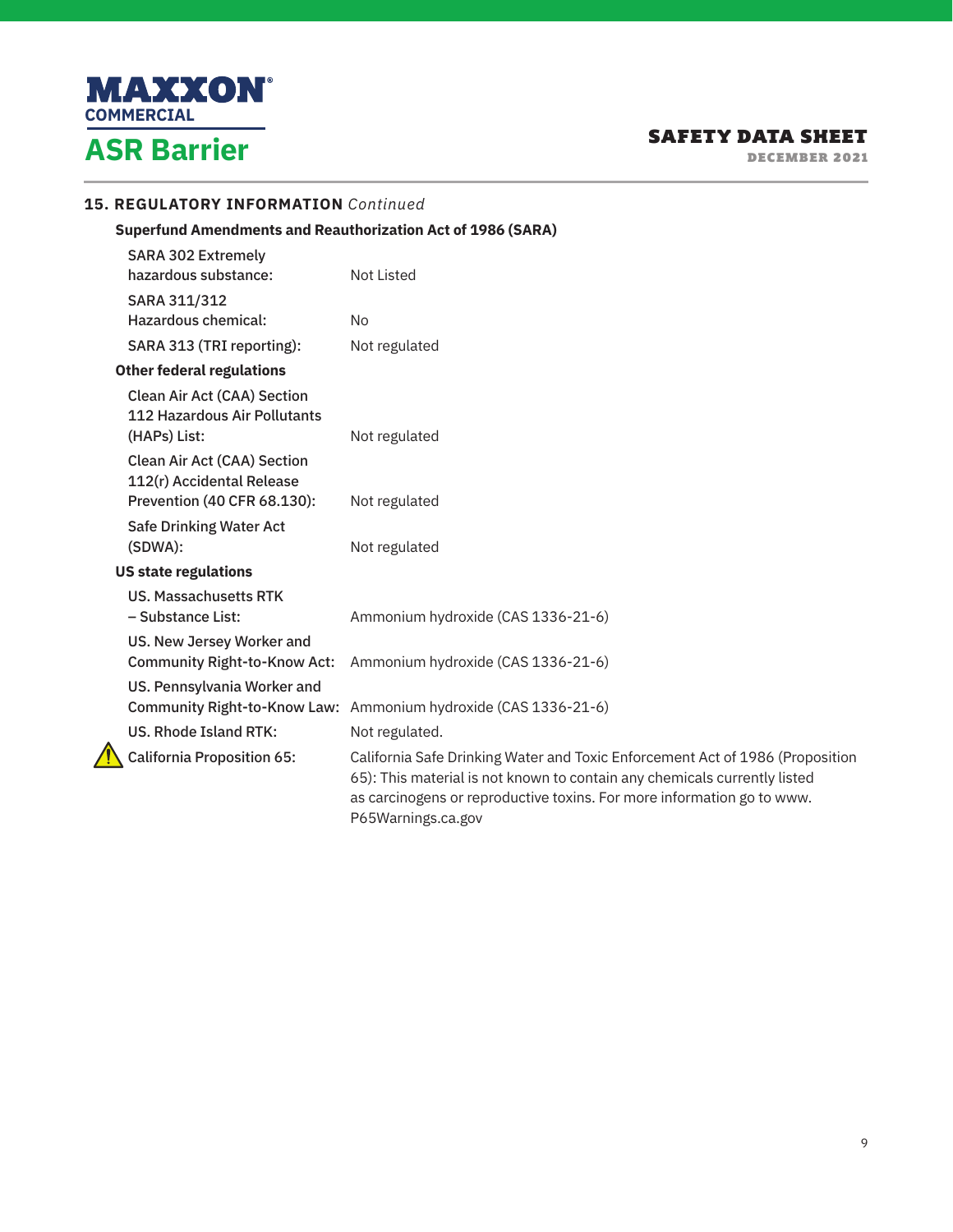## 15. REGULATORY INFORMATION *Continued*

**Superfund Amendments and Reauthorization Act of 1986 (SARA)**

| | |
|---|---|
| SARA 302 Extremely hazardous substance: | Not Listed |
| SARA 311/312 Hazardous chemical: | No |
| SARA 313 (TRI reporting): | Not regulated |

**Other federal regulations**

| | |
|---|---|
| Clean Air Act (CAA) Section 112 Hazardous Air Pollutants (HAPs) List: | Not regulated |
| Clean Air Act (CAA) Section 112(r) Accidental Release Prevention (40 CFR 68.130): | Not regulated |
| Safe Drinking Water Act (SDWA): | Not regulated |

**US state regulations**

| | |
|---|---|
| US. Massachusetts RTK – Substance List: | Ammonium hydroxide (CAS 1336-21-6) |
| US. New Jersey Worker and Community Right-to-Know Act: | Ammonium hydroxide (CAS 1336-21-6) |
| US. Pennsylvania Worker and Community Right-to-Know Law: | Ammonium hydroxide (CAS 1336-21-6) |
| US. Rhode Island RTK: | Not regulated. |
| California Proposition 65: | California Safe Drinking Water and Toxic Enforcement Act of 1986 (Proposition 65): This material is not known to contain any chemicals currently listed as carcinogens or reproductive toxins. For more information go to www.P65Warnings.ca.gov |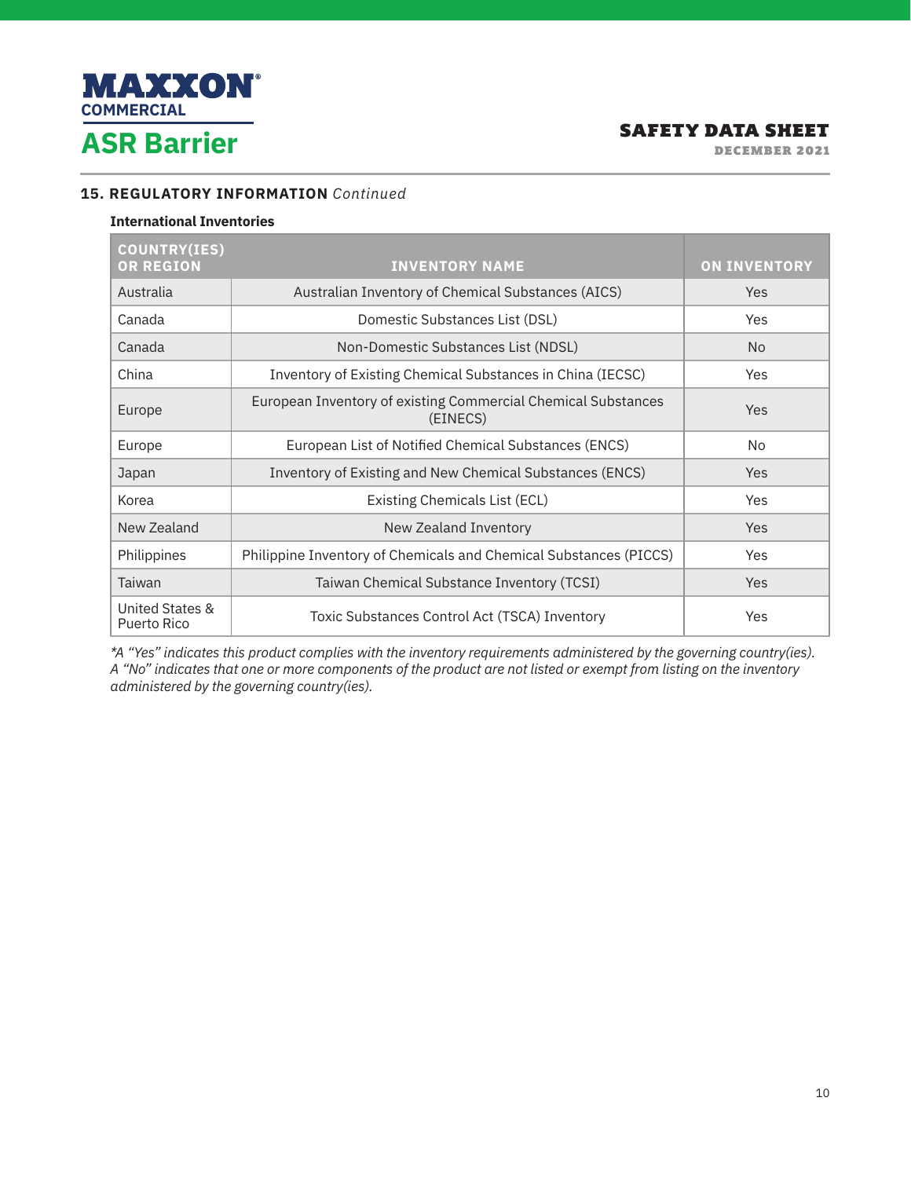## 15. REGULATORY INFORMATION *Continued*

**International Inventories**

| COUNTRY(IES) OR REGION | INVENTORY NAME | ON INVENTORY |
|---|---|---|
| Australia | Australian Inventory of Chemical Substances (AICS) | Yes |
| Canada | Domestic Substances List (DSL) | Yes |
| Canada | Non-Domestic Substances List (NDSL) | No |
| China | Inventory of Existing Chemical Substances in China (IECSC) | Yes |
| Europe | European Inventory of existing Commercial Chemical Substances (EINECS) | Yes |
| Europe | European List of Notified Chemical Substances (ENCS) | No |
| Japan | Inventory of Existing and New Chemical Substances (ENCS) | Yes |
| Korea | Existing Chemicals List (ECL) | Yes |
| New Zealand | New Zealand Inventory | Yes |
| Philippines | Philippine Inventory of Chemicals and Chemical Substances (PICCS) | Yes |
| Taiwan | Taiwan Chemical Substance Inventory (TCSI) | Yes |
| United States & Puerto Rico | Toxic Substances Control Act (TSCA) Inventory | Yes |

*\*A "Yes" indicates this product complies with the inventory requirements administered by the governing country(ies). A "No" indicates that one or more components of the product are not listed or exempt from listing on the inventory administered by the governing country(ies).*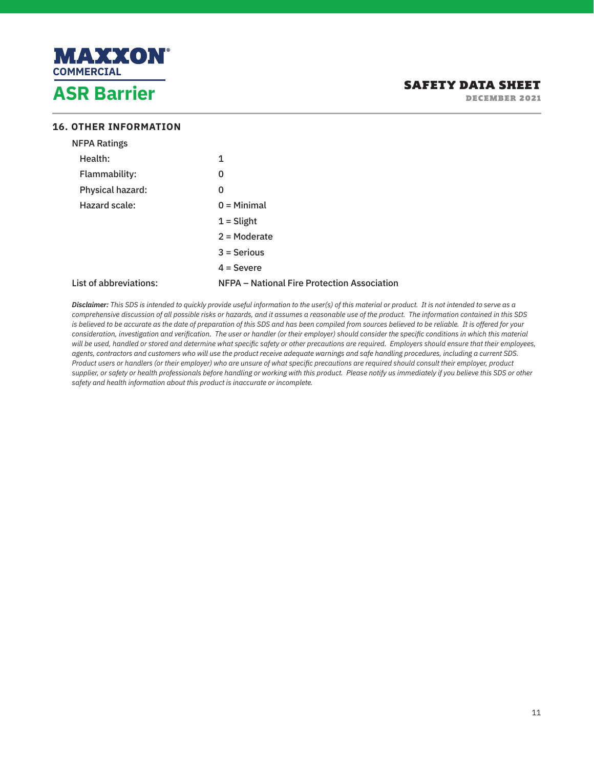## 16. OTHER INFORMATION

NFPA Ratings

| | |
|---|---|
| Health: | 1 |
| Flammability: | 0 |
| Physical hazard: | 0 |
| Hazard scale: | 0 = Minimal |
| | 1 = Slight |
| | 2 = Moderate |
| | 3 = Serious |
| | 4 = Severe |
| List of abbreviations: | NFPA – National Fire Protection Association |

***Disclaimer:*** *This SDS is intended to quickly provide useful information to the user(s) of this material or product. It is not intended to serve as a comprehensive discussion of all possible risks or hazards, and it assumes a reasonable use of the product. The information contained in this SDS is believed to be accurate as the date of preparation of this SDS and has been compiled from sources believed to be reliable. It is offered for your consideration, investigation and verification. The user or handler (or their employer) should consider the specific conditions in which this material will be used, handled or stored and determine what specific safety or other precautions are required. Employers should ensure that their employees, agents, contractors and customers who will use the product receive adequate warnings and safe handling procedures, including a current SDS. Product users or handlers (or their employer) who are unsure of what specific precautions are required should consult their employer, product supplier, or safety or health professionals before handling or working with this product. Please notify us immediately if you believe this SDS or other safety and health information about this product is inaccurate or incomplete.*